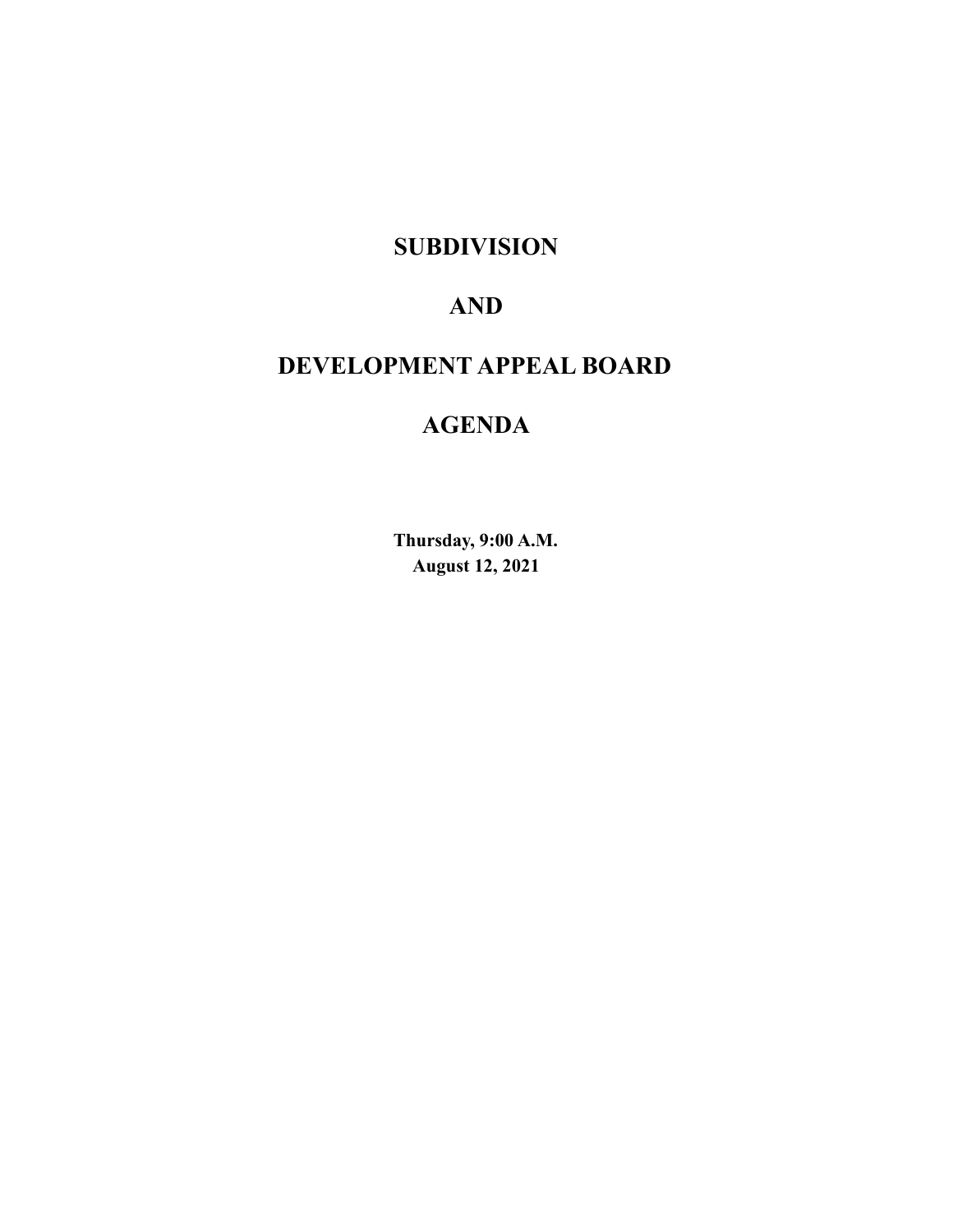# SUBDIVISION

# AND

# DEVELOPMENT APPEAL BOARD

# AGENDA

**Thursday, 9:00 A.M.**
**August 12, 2021**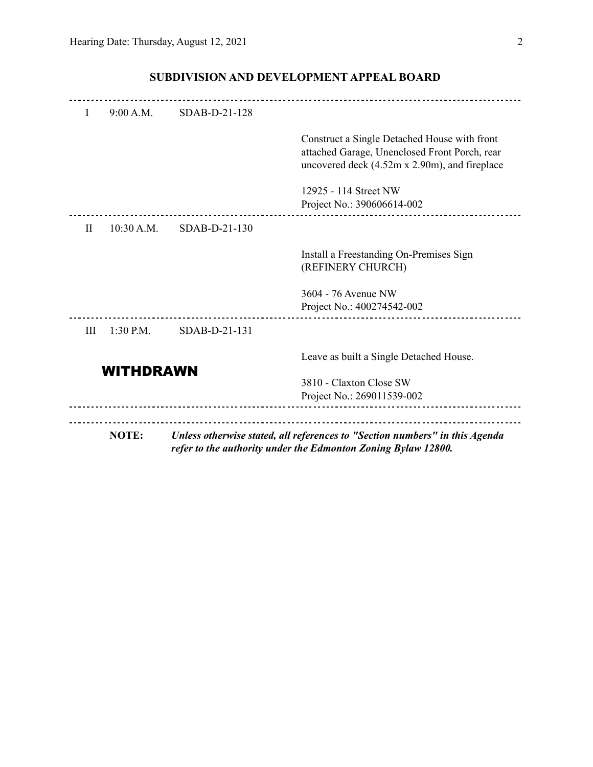## SUBDIVISION AND DEVELOPMENT APPEAL BOARD

---

| | | | |
|---|---|---|---|
| I | 9:00 A.M. | SDAB-D-21-128 | |
| | | | Construct a Single Detached House with front attached Garage, Unenclosed Front Porch, rear uncovered deck (4.52m x 2.90m), and fireplace |
| | | | 12925 - 114 Street NW<br>Project No.: 390606614-002 |
| II | 10:30 A.M. | SDAB-D-21-130 | |
| | | | Install a Freestanding On-Premises Sign (REFINERY CHURCH) |
| | | | 3604 - 76 Avenue NW<br>Project No.: 400274542-002 |
| III | 1:30 P.M. | SDAB-D-21-131 | |
| | **WITHDRAWN** | | Leave as built a Single Detached House. |
| | | | 3810 - Claxton Close SW<br>Project No.: 269011539-002 |

---

**NOTE:** ***Unless otherwise stated, all references to "Section numbers" in this Agenda refer to the authority under the Edmonton Zoning Bylaw 12800.***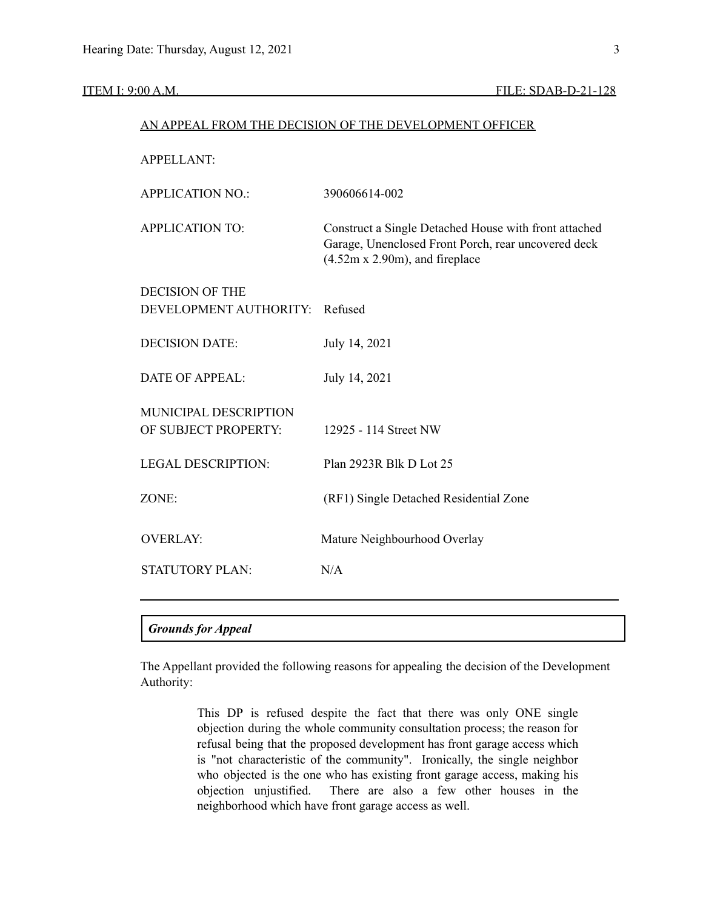ITEM I: 9:00 A.M. FILE: SDAB-D-21-128

AN APPEAL FROM THE DECISION OF THE DEVELOPMENT OFFICER

| | |
|---|---|
| APPELLANT: | |
| APPLICATION NO.: | 390606614-002 |
| APPLICATION TO: | Construct a Single Detached House with front attached Garage, Unenclosed Front Porch, rear uncovered deck (4.52m x 2.90m), and fireplace |
| DECISION OF THE DEVELOPMENT AUTHORITY: | Refused |
| DECISION DATE: | July 14, 2021 |
| DATE OF APPEAL: | July 14, 2021 |
| MUNICIPAL DESCRIPTION OF SUBJECT PROPERTY: | 12925 - 114 Street NW |
| LEGAL DESCRIPTION: | Plan 2923R Blk D Lot 25 |
| ZONE: | (RF1) Single Detached Residential Zone |
| OVERLAY: | Mature Neighbourhood Overlay |
| STATUTORY PLAN: | N/A |

---

***Grounds for Appeal***

The Appellant provided the following reasons for appealing the decision of the Development Authority:

> This DP is refused despite the fact that there was only ONE single objection during the whole community consultation process; the reason for refusal being that the proposed development has front garage access which is "not characteristic of the community". Ironically, the single neighbor who objected is the one who has existing front garage access, making his objection unjustified. There are also a few other houses in the neighborhood which have front garage access as well.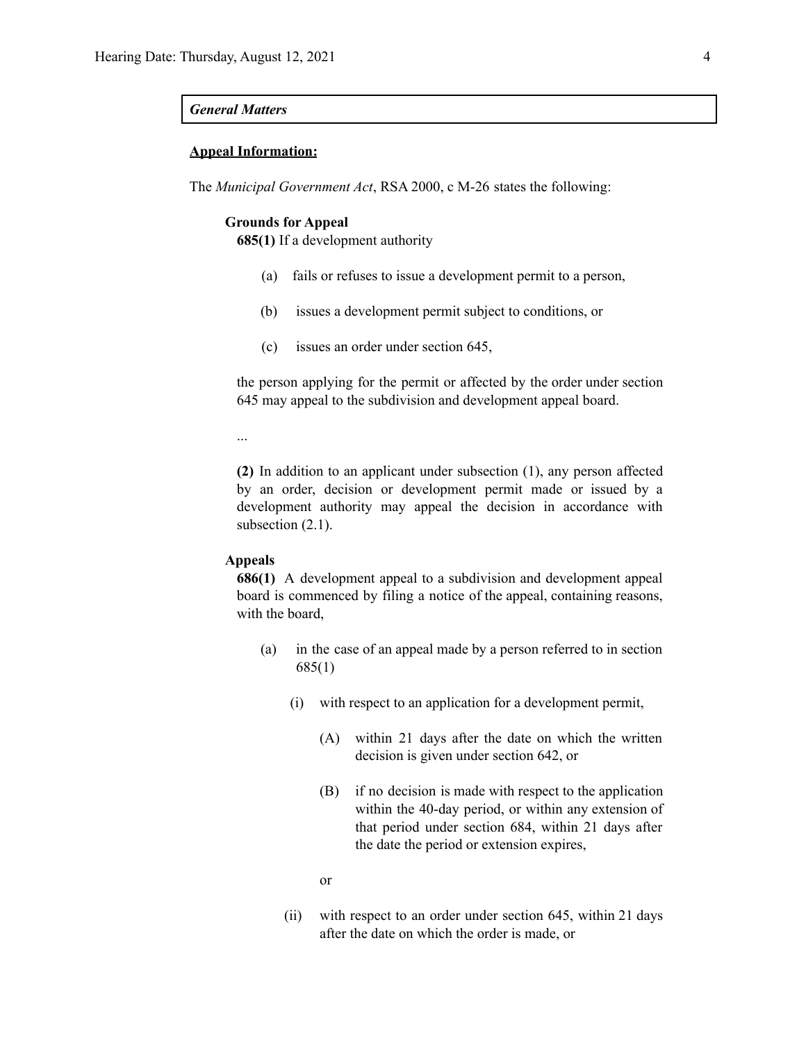***General Matters***

**<u>Appeal Information:</u>**

The *Municipal Government Act*, RSA 2000, c M-26 states the following:

**Grounds for Appeal**

**685(1)** If a development authority

(a) fails or refuses to issue a development permit to a person,

(b) issues a development permit subject to conditions, or

(c) issues an order under section 645,

the person applying for the permit or affected by the order under section 645 may appeal to the subdivision and development appeal board.

...

**(2)** In addition to an applicant under subsection (1), any person affected by an order, decision or development permit made or issued by a development authority may appeal the decision in accordance with subsection (2.1).

**Appeals**

**686(1)** A development appeal to a subdivision and development appeal board is commenced by filing a notice of the appeal, containing reasons, with the board,

(a) in the case of an appeal made by a person referred to in section 685(1)

(i) with respect to an application for a development permit,

(A) within 21 days after the date on which the written decision is given under section 642, or

(B) if no decision is made with respect to the application within the 40-day period, or within any extension of that period under section 684, within 21 days after the date the period or extension expires,

or

(ii) with respect to an order under section 645, within 21 days after the date on which the order is made, or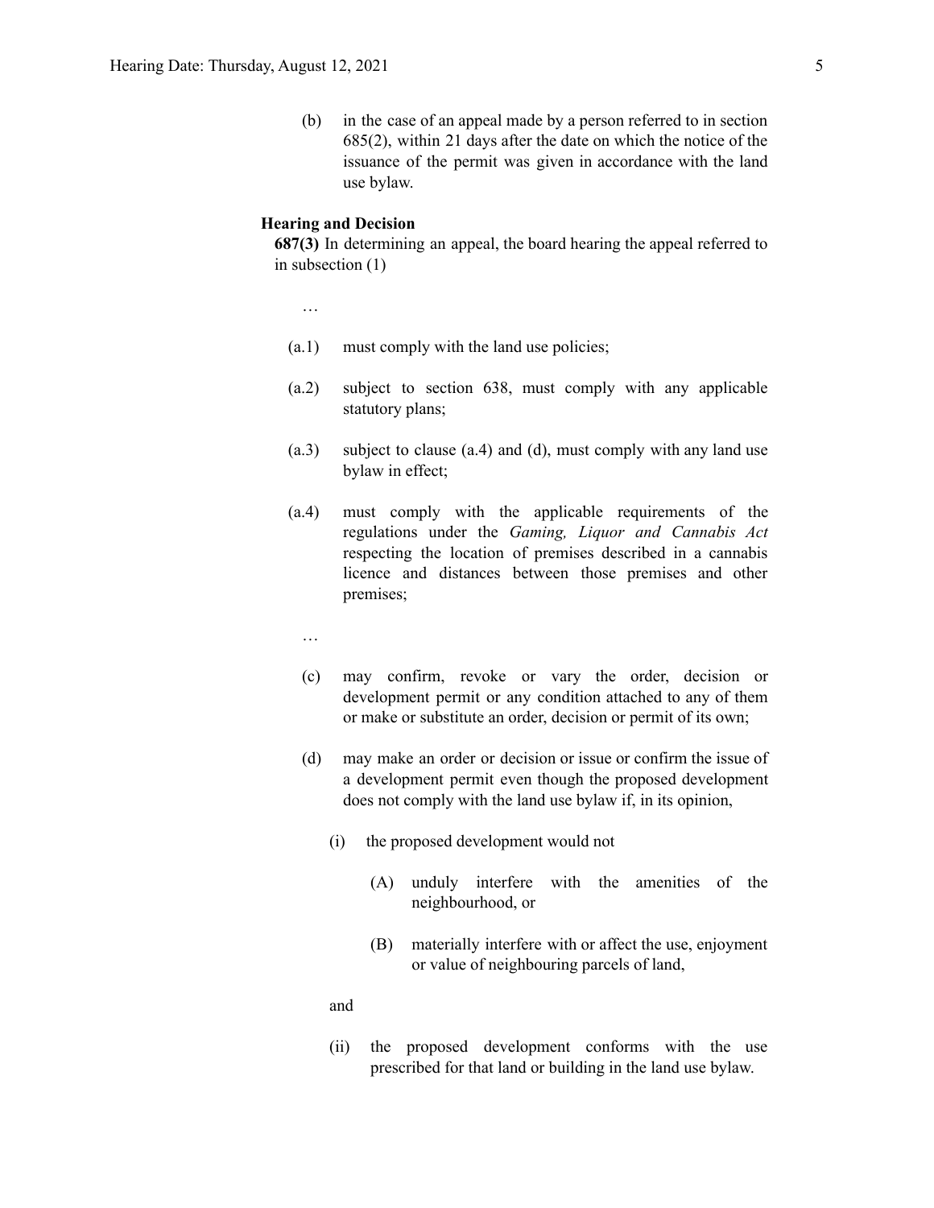(b) in the case of an appeal made by a person referred to in section 685(2), within 21 days after the date on which the notice of the issuance of the permit was given in accordance with the land use bylaw.

**Hearing and Decision**

**687(3)** In determining an appeal, the board hearing the appeal referred to in subsection (1)

…

(a.1) must comply with the land use policies;

(a.2) subject to section 638, must comply with any applicable statutory plans;

(a.3) subject to clause (a.4) and (d), must comply with any land use bylaw in effect;

(a.4) must comply with the applicable requirements of the regulations under the *Gaming, Liquor and Cannabis Act* respecting the location of premises described in a cannabis licence and distances between those premises and other premises;

…

(c) may confirm, revoke or vary the order, decision or development permit or any condition attached to any of them or make or substitute an order, decision or permit of its own;

(d) may make an order or decision or issue or confirm the issue of a development permit even though the proposed development does not comply with the land use bylaw if, in its opinion,

(i) the proposed development would not

(A) unduly interfere with the amenities of the neighbourhood, or

(B) materially interfere with or affect the use, enjoyment or value of neighbouring parcels of land,

and

(ii) the proposed development conforms with the use prescribed for that land or building in the land use bylaw.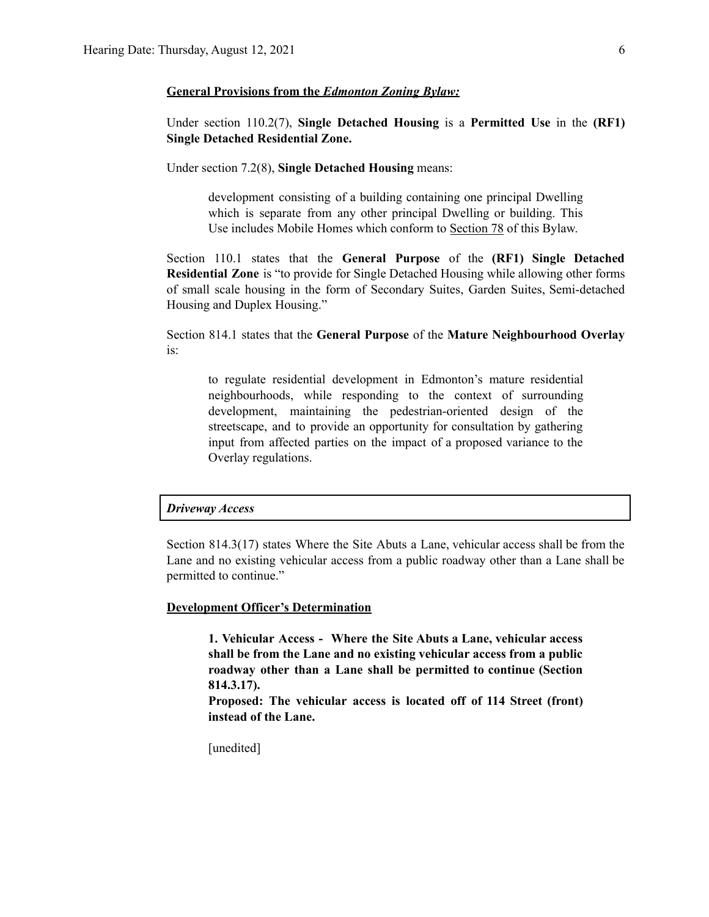**General Provisions from the *Edmonton Zoning Bylaw:***

Under section 110.2(7), **Single Detached Housing** is a **Permitted Use** in the **(RF1) Single Detached Residential Zone.**

Under section 7.2(8), **Single Detached Housing** means:

> development consisting of a building containing one principal Dwelling which is separate from any other principal Dwelling or building. This Use includes Mobile Homes which conform to Section 78 of this Bylaw.

Section 110.1 states that the **General Purpose** of the **(RF1) Single Detached Residential Zone** is "to provide for Single Detached Housing while allowing other forms of small scale housing in the form of Secondary Suites, Garden Suites, Semi-detached Housing and Duplex Housing."

Section 814.1 states that the **General Purpose** of the **Mature Neighbourhood Overlay** is:

> to regulate residential development in Edmonton's mature residential neighbourhoods, while responding to the context of surrounding development, maintaining the pedestrian-oriented design of the streetscape, and to provide an opportunity for consultation by gathering input from affected parties on the impact of a proposed variance to the Overlay regulations.

***Driveway Access***

Section 814.3(17) states Where the Site Abuts a Lane, vehicular access shall be from the Lane and no existing vehicular access from a public roadway other than a Lane shall be permitted to continue."

**Development Officer's Determination**

> **1. Vehicular Access - Where the Site Abuts a Lane, vehicular access shall be from the Lane and no existing vehicular access from a public roadway other than a Lane shall be permitted to continue (Section 814.3.17).**
>
> **Proposed: The vehicular access is located off of 114 Street (front) instead of the Lane.**
>
> [unedited]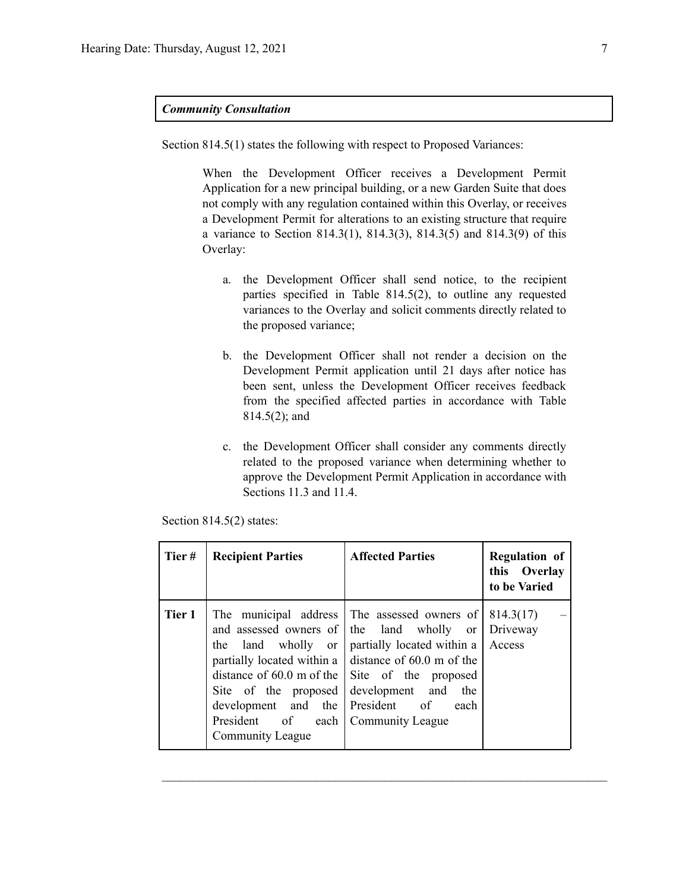***Community Consultation***

Section 814.5(1) states the following with respect to Proposed Variances:

> When the Development Officer receives a Development Permit Application for a new principal building, or a new Garden Suite that does not comply with any regulation contained within this Overlay, or receives a Development Permit for alterations to an existing structure that require a variance to Section 814.3(1), 814.3(3), 814.3(5) and 814.3(9) of this Overlay:
>
> a. the Development Officer shall send notice, to the recipient parties specified in Table 814.5(2), to outline any requested variances to the Overlay and solicit comments directly related to the proposed variance;
>
> b. the Development Officer shall not render a decision on the Development Permit application until 21 days after notice has been sent, unless the Development Officer receives feedback from the specified affected parties in accordance with Table 814.5(2); and
>
> c. the Development Officer shall consider any comments directly related to the proposed variance when determining whether to approve the Development Permit Application in accordance with Sections 11.3 and 11.4.

Section 814.5(2) states:

| Tier # | Recipient Parties | Affected Parties | Regulation of this Overlay to be Varied |
|---|---|---|---|
| **Tier 1** | The municipal address and assessed owners of the land wholly or partially located within a distance of 60.0 m of the Site of the proposed development and the President of each Community League | The assessed owners of the land wholly or partially located within a distance of 60.0 m of the Site of the proposed development and the President of each Community League | 814.3(17) – Driveway Access |

---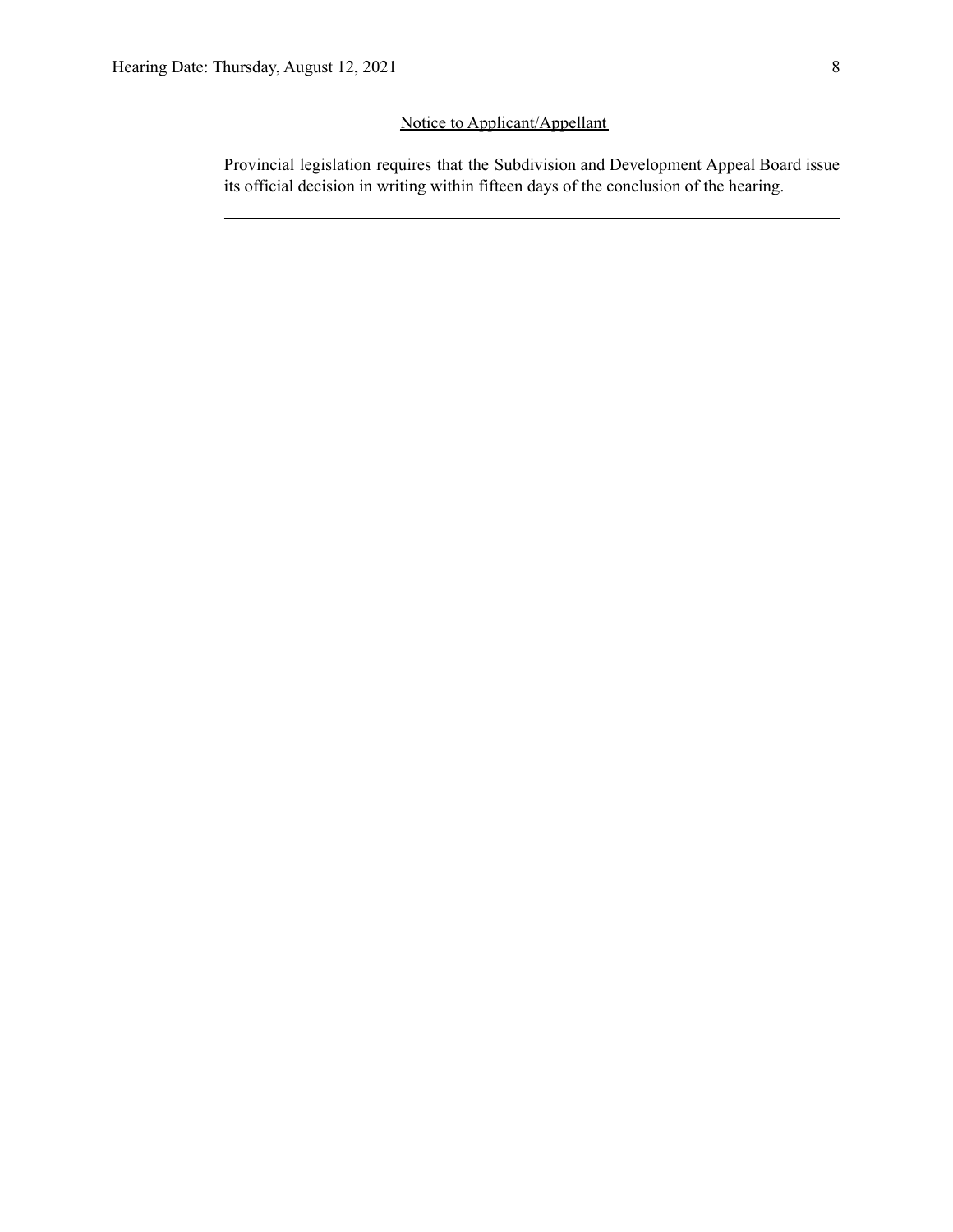<u>Notice to Applicant/Appellant</u>

Provincial legislation requires that the Subdivision and Development Appeal Board issue its official decision in writing within fifteen days of the conclusion of the hearing.

---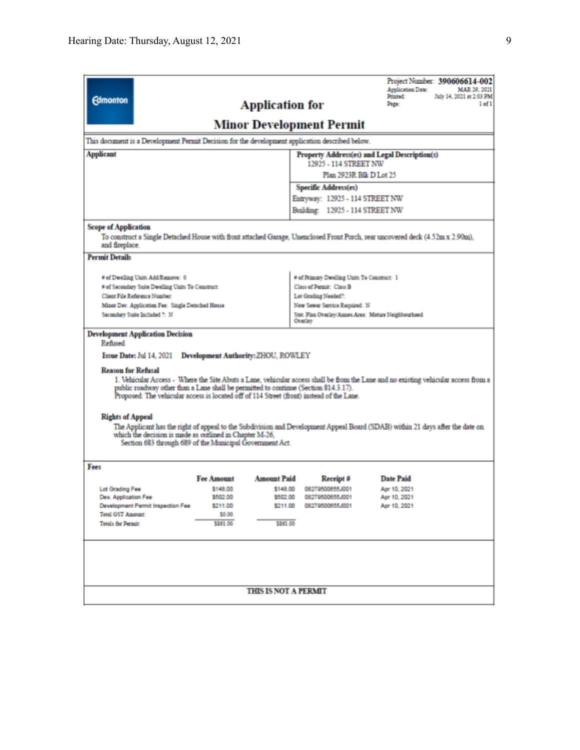**Edmonton**

# Application for

# Minor Development Permit

Project Number: **390606614-002**
Application Date: MAR 29, 2021
Printed: July 14, 2021 at 2:03 PM
Page: 1 of 1

This document is a Development Permit Decision for the development application described below.

| **Applicant** | **Property Address(es) and Legal Description(s)** |
|---|---|
| | 12925 - 114 STREET NW |
| | Plan 2923R Blk D Lot 25 |
| | **Specific Address(es)** |
| | Entryway: 12925 - 114 STREET NW |
| | Building: 12925 - 114 STREET NW |

**Scope of Application**

To construct a Single Detached House with front attached Garage, Unenclosed Front Porch, rear uncovered deck (4.52m x 2.90m), and fireplace.

**Permit Details**

| | |
|---|---|
| # of Dwelling Units Add/Remove: 0 | # of Primary Dwelling Units To Construct: 1 |
| # of Secondary Suite Dwelling Units To Construct: | Class of Permit: Class B |
| Client File Reference Number: | Lot Grading Needed?: |
| Minor Dev. Application Fee: Single Detached House | New Sewer Service Required: N |
| Secondary Suite Included ?: N | Stat. Plan Overlay/Annex Area: Mature Neighbourhood Overlay |

**Development Application Decision**

Refused

**Issue Date:** Jul 14, 2021 **Development Authority:** ZHOU, ROWLEY

**Reason for Refusal**

1. Vehicular Access - Where the Site Abuts a Lane, vehicular access shall be from the Lane and no existing vehicular access from a public roadway other than a Lane shall be permitted to continue (Section 814.3.17).
Proposed: The vehicular access is located off of 114 Street (front) instead of the Lane.

**Rights of Appeal**

The Applicant has the right of appeal to the Subdivision and Development Appeal Board (SDAB) within 21 days after the date on which the decision is made as outlined in Chapter M-26,
Section 683 through 689 of the Municipal Government Act.

**Fees**

| | Fee Amount | Amount Paid | Receipt # | Date Paid |
|---|---|---|---|---|
| Lot Grading Fee | $148.00 | $148.00 | 08279500655J001 | Apr 10, 2021 |
| Dev. Application Fee | $502.00 | $502.00 | 08279500655J001 | Apr 10, 2021 |
| Development Permit Inspection Fee | $211.00 | $211.00 | 08279500655J001 | Apr 10, 2021 |
| Total GST Amount: | $0.00 | | | |
| Totals for Permit: | $861.00 | $861.00 | | |

**THIS IS NOT A PERMIT**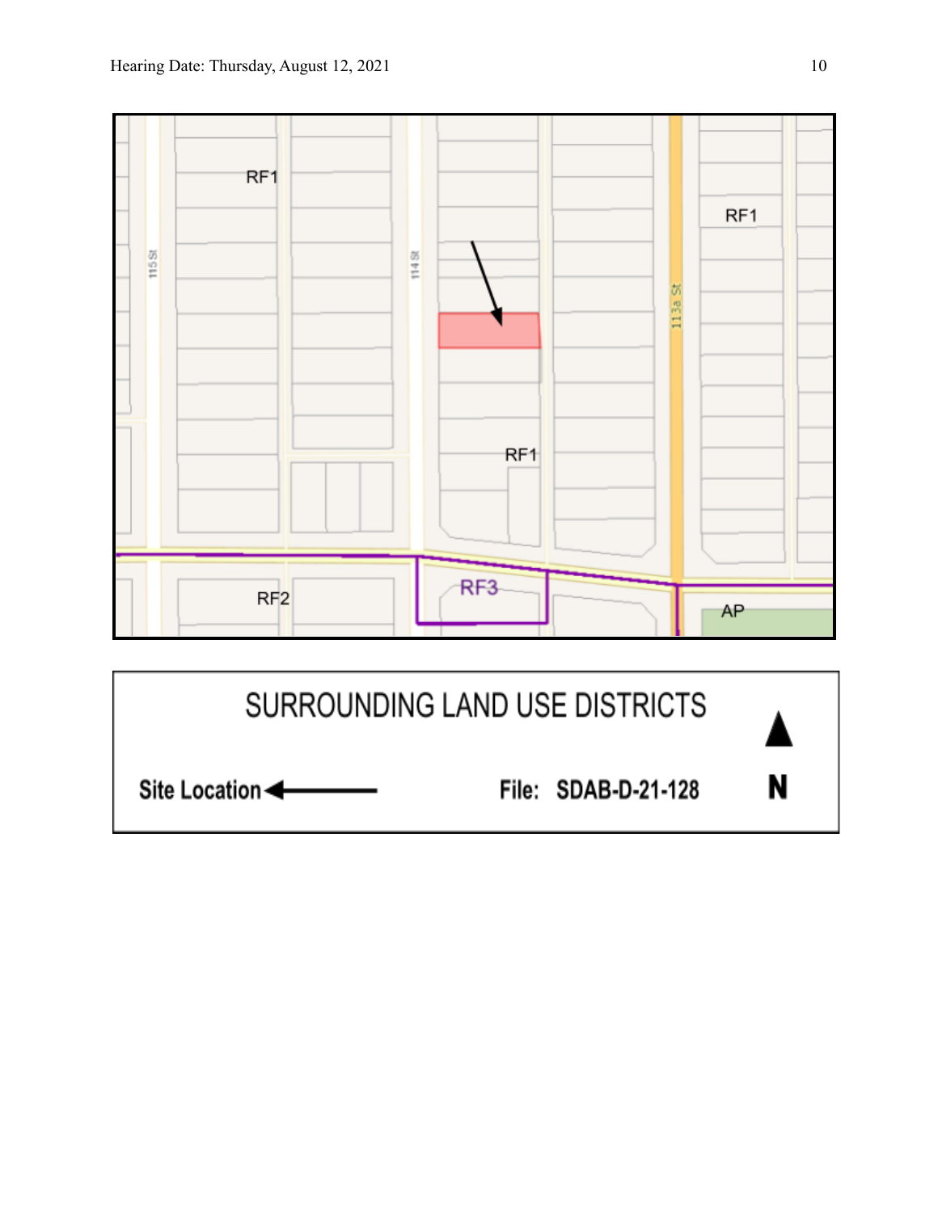RF1

RF1

115 St

114 St

113a St

RF1

RF2

RF3

AP

SURROUNDING LAND USE DISTRICTS

Site Location ←

File: SDAB-D-21-128

N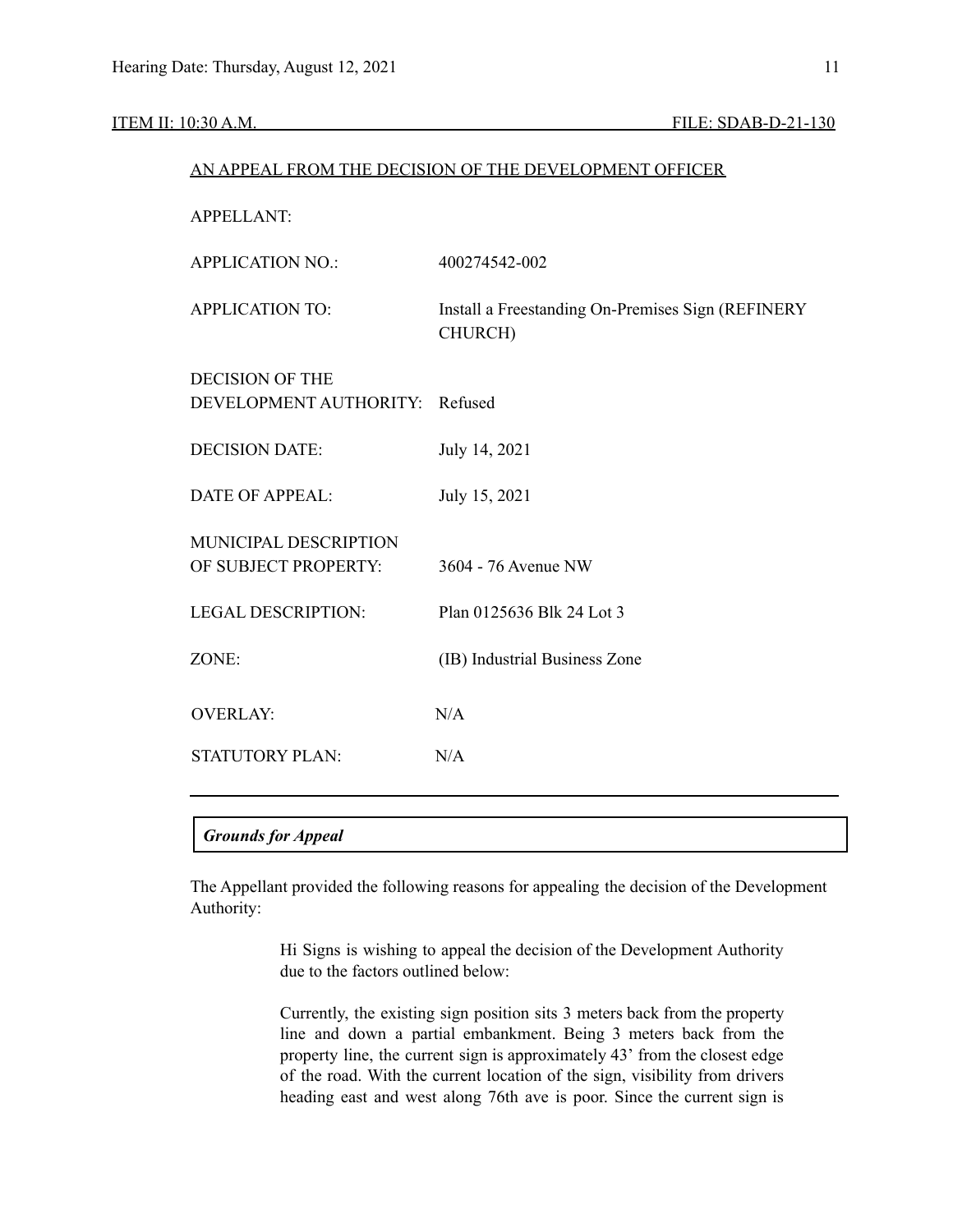ITEM II: 10:30 A.M. FILE: SDAB-D-21-130

AN APPEAL FROM THE DECISION OF THE DEVELOPMENT OFFICER

| | |
|---|---|
| APPELLANT: | |
| APPLICATION NO.: | 400274542-002 |
| APPLICATION TO: | Install a Freestanding On-Premises Sign (REFINERY CHURCH) |
| DECISION OF THE DEVELOPMENT AUTHORITY: | Refused |
| DECISION DATE: | July 14, 2021 |
| DATE OF APPEAL: | July 15, 2021 |
| MUNICIPAL DESCRIPTION OF SUBJECT PROPERTY: | 3604 - 76 Avenue NW |
| LEGAL DESCRIPTION: | Plan 0125636 Blk 24 Lot 3 |
| ZONE: | (IB) Industrial Business Zone |
| OVERLAY: | N/A |
| STATUTORY PLAN: | N/A |

---

***Grounds for Appeal***

The Appellant provided the following reasons for appealing the decision of the Development Authority:

> Hi Signs is wishing to appeal the decision of the Development Authority due to the factors outlined below:
>
> Currently, the existing sign position sits 3 meters back from the property line and down a partial embankment. Being 3 meters back from the property line, the current sign is approximately 43' from the closest edge of the road. With the current location of the sign, visibility from drivers heading east and west along 76th ave is poor. Since the current sign is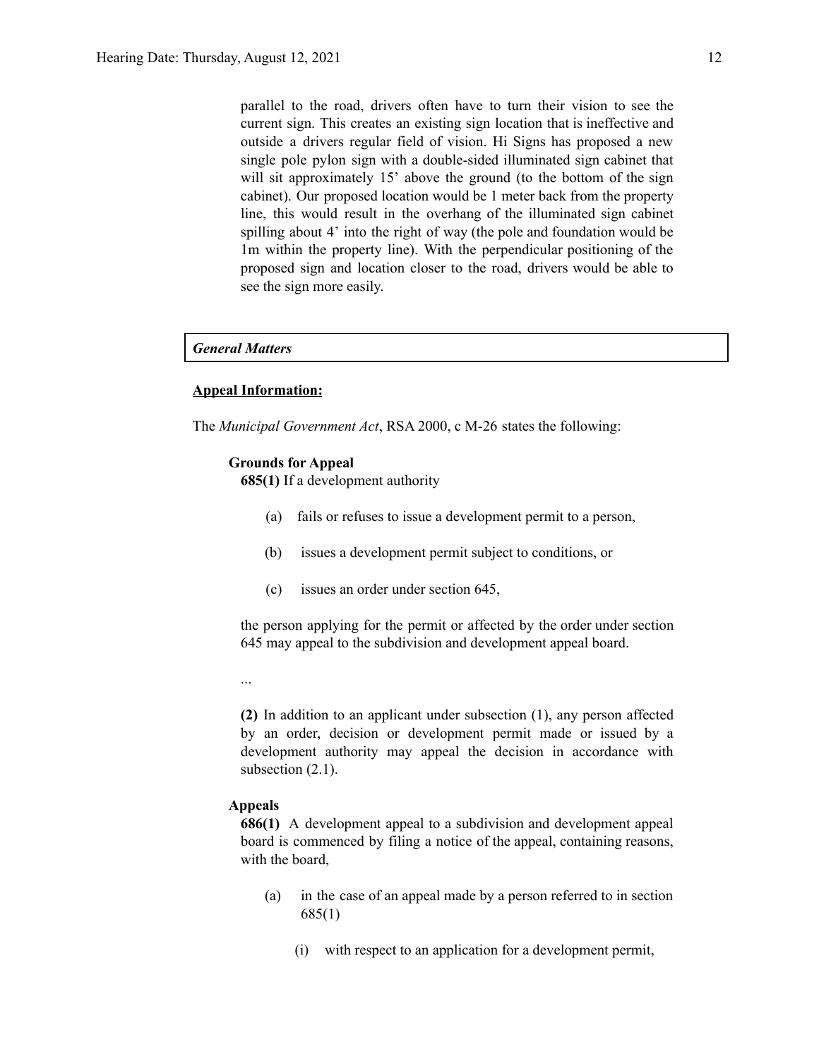parallel to the road, drivers often have to turn their vision to see the current sign. This creates an existing sign location that is ineffective and outside a drivers regular field of vision. Hi Signs has proposed a new single pole pylon sign with a double-sided illuminated sign cabinet that will sit approximately 15' above the ground (to the bottom of the sign cabinet). Our proposed location would be 1 meter back from the property line, this would result in the overhang of the illuminated sign cabinet spilling about 4' into the right of way (the pole and foundation would be 1m within the property line). With the perpendicular positioning of the proposed sign and location closer to the road, drivers would be able to see the sign more easily.

***General Matters***

**Appeal Information:**

The *Municipal Government Act*, RSA 2000, c M-26 states the following:

**Grounds for Appeal**

**685(1)** If a development authority

(a) fails or refuses to issue a development permit to a person,

(b) issues a development permit subject to conditions, or

(c) issues an order under section 645,

the person applying for the permit or affected by the order under section 645 may appeal to the subdivision and development appeal board.

...

**(2)** In addition to an applicant under subsection (1), any person affected by an order, decision or development permit made or issued by a development authority may appeal the decision in accordance with subsection (2.1).

**Appeals**

**686(1)** A development appeal to a subdivision and development appeal board is commenced by filing a notice of the appeal, containing reasons, with the board,

(a) in the case of an appeal made by a person referred to in section 685(1)

(i) with respect to an application for a development permit,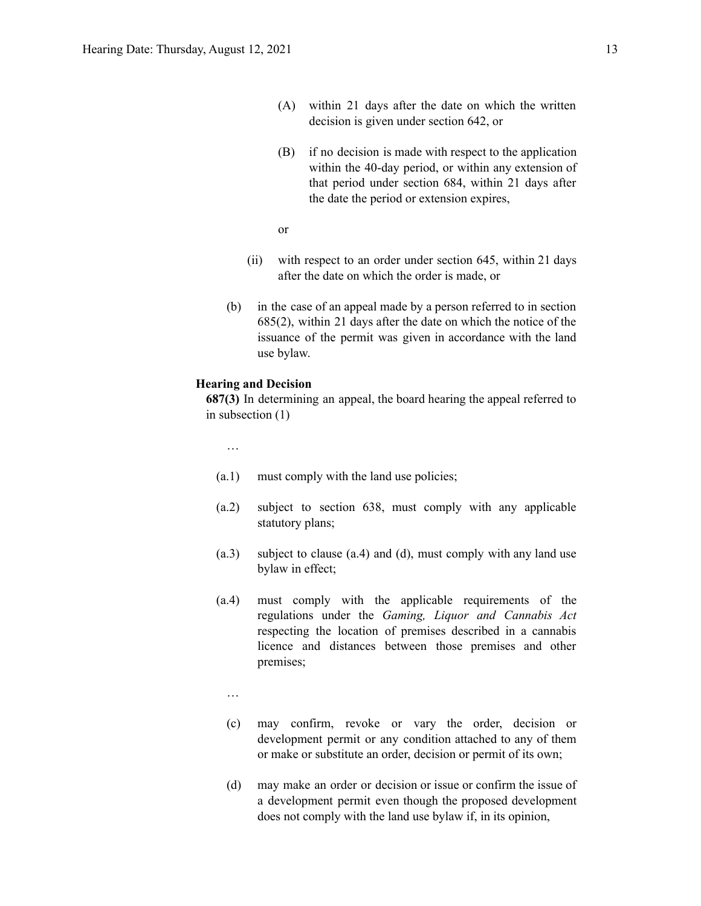(A) within 21 days after the date on which the written decision is given under section 642, or

(B) if no decision is made with respect to the application within the 40-day period, or within any extension of that period under section 684, within 21 days after the date the period or extension expires,

or

(ii) with respect to an order under section 645, within 21 days after the date on which the order is made, or

(b) in the case of an appeal made by a person referred to in section 685(2), within 21 days after the date on which the notice of the issuance of the permit was given in accordance with the land use bylaw.

**Hearing and Decision**

**687(3)** In determining an appeal, the board hearing the appeal referred to in subsection (1)

…

(a.1) must comply with the land use policies;

(a.2) subject to section 638, must comply with any applicable statutory plans;

(a.3) subject to clause (a.4) and (d), must comply with any land use bylaw in effect;

(a.4) must comply with the applicable requirements of the regulations under the *Gaming, Liquor and Cannabis Act* respecting the location of premises described in a cannabis licence and distances between those premises and other premises;

…

(c) may confirm, revoke or vary the order, decision or development permit or any condition attached to any of them or make or substitute an order, decision or permit of its own;

(d) may make an order or decision or issue or confirm the issue of a development permit even though the proposed development does not comply with the land use bylaw if, in its opinion,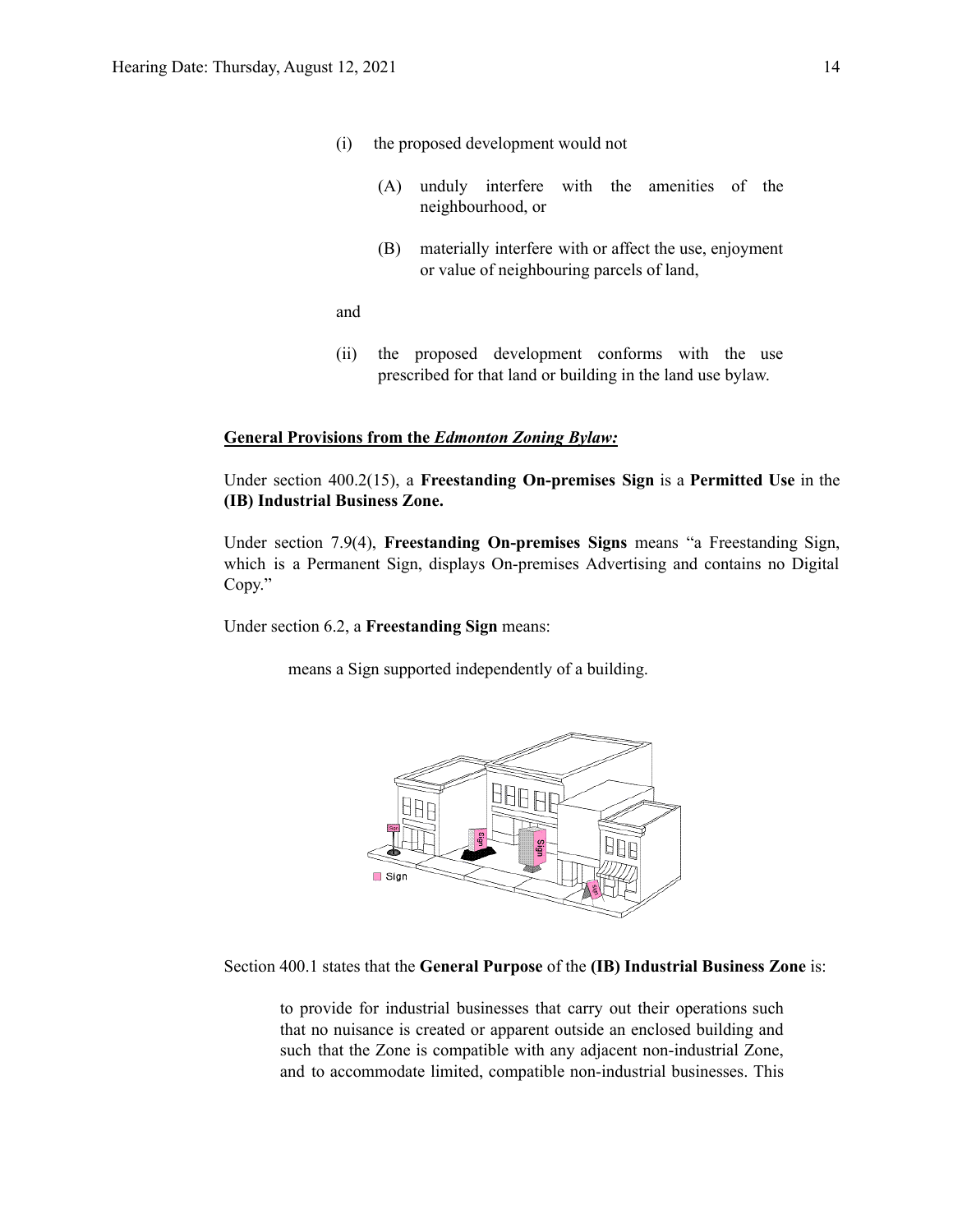(i) the proposed development would not

> (A) unduly interfere with the amenities of the neighbourhood, or
>
> (B) materially interfere with or affect the use, enjoyment or value of neighbouring parcels of land,

and

(ii) the proposed development conforms with the use prescribed for that land or building in the land use bylaw.

**General Provisions from the *Edmonton Zoning Bylaw:***

Under section 400.2(15), a **Freestanding On-premises Sign** is a **Permitted Use** in the **(IB) Industrial Business Zone.**

Under section 7.9(4), **Freestanding On-premises Signs** means "a Freestanding Sign, which is a Permanent Sign, displays On-premises Advertising and contains no Digital Copy."

Under section 6.2, a **Freestanding Sign** means:

> means a Sign supported independently of a building.

Section 400.1 states that the **General Purpose** of the **(IB) Industrial Business Zone** is:

> to provide for industrial businesses that carry out their operations such that no nuisance is created or apparent outside an enclosed building and such that the Zone is compatible with any adjacent non-industrial Zone, and to accommodate limited, compatible non-industrial businesses. This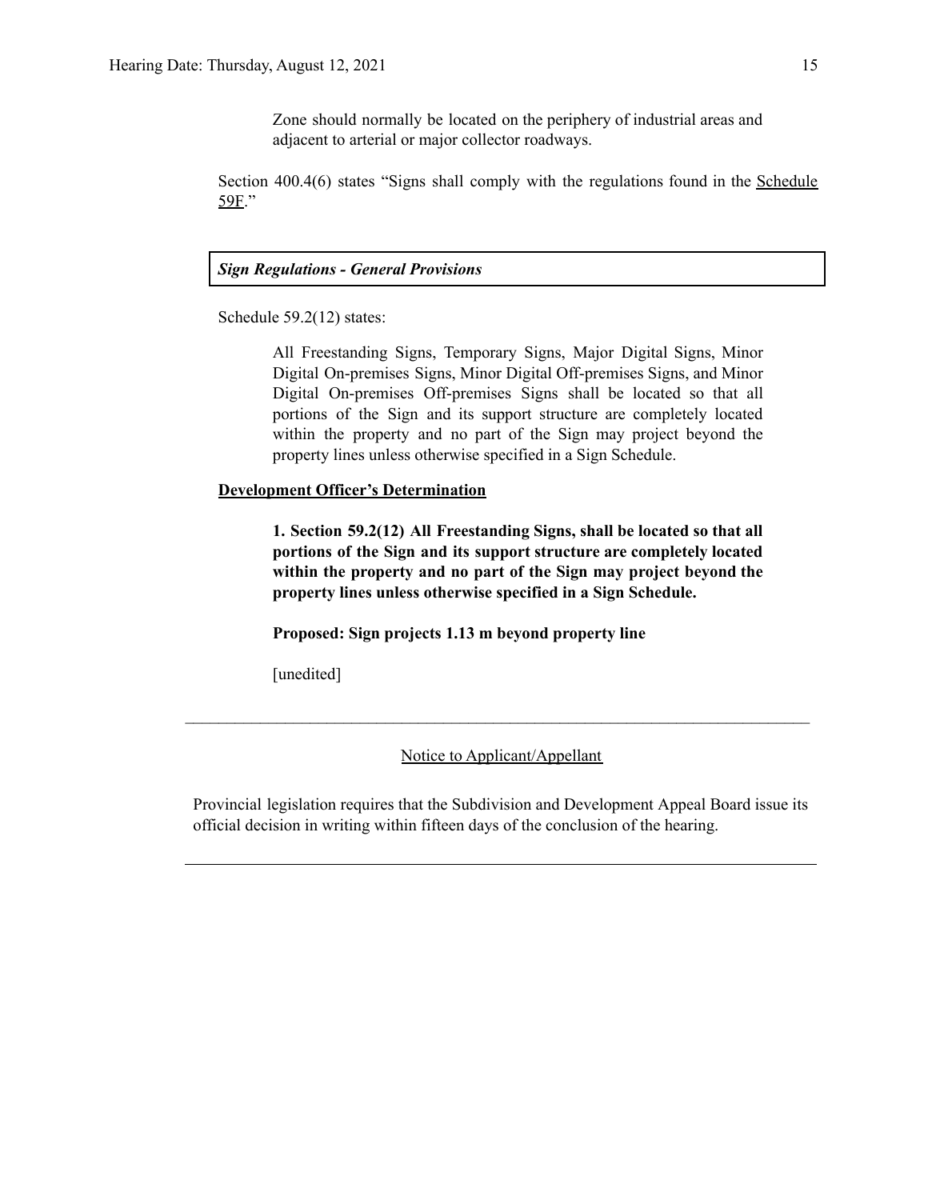> Zone should normally be located on the periphery of industrial areas and adjacent to arterial or major collector roadways.

Section 400.4(6) states "Signs shall comply with the regulations found in the Schedule 59F."

***Sign Regulations - General Provisions***

Schedule 59.2(12) states:

> All Freestanding Signs, Temporary Signs, Major Digital Signs, Minor Digital On-premises Signs, Minor Digital Off-premises Signs, and Minor Digital On-premises Off-premises Signs shall be located so that all portions of the Sign and its support structure are completely located within the property and no part of the Sign may project beyond the property lines unless otherwise specified in a Sign Schedule.

**Development Officer's Determination**

> **1. Section 59.2(12) All Freestanding Signs, shall be located so that all portions of the Sign and its support structure are completely located within the property and no part of the Sign may project beyond the property lines unless otherwise specified in a Sign Schedule.**
>
> **Proposed: Sign projects 1.13 m beyond property line**
>
> [unedited]

---

Notice to Applicant/Appellant

Provincial legislation requires that the Subdivision and Development Appeal Board issue its official decision in writing within fifteen days of the conclusion of the hearing.

---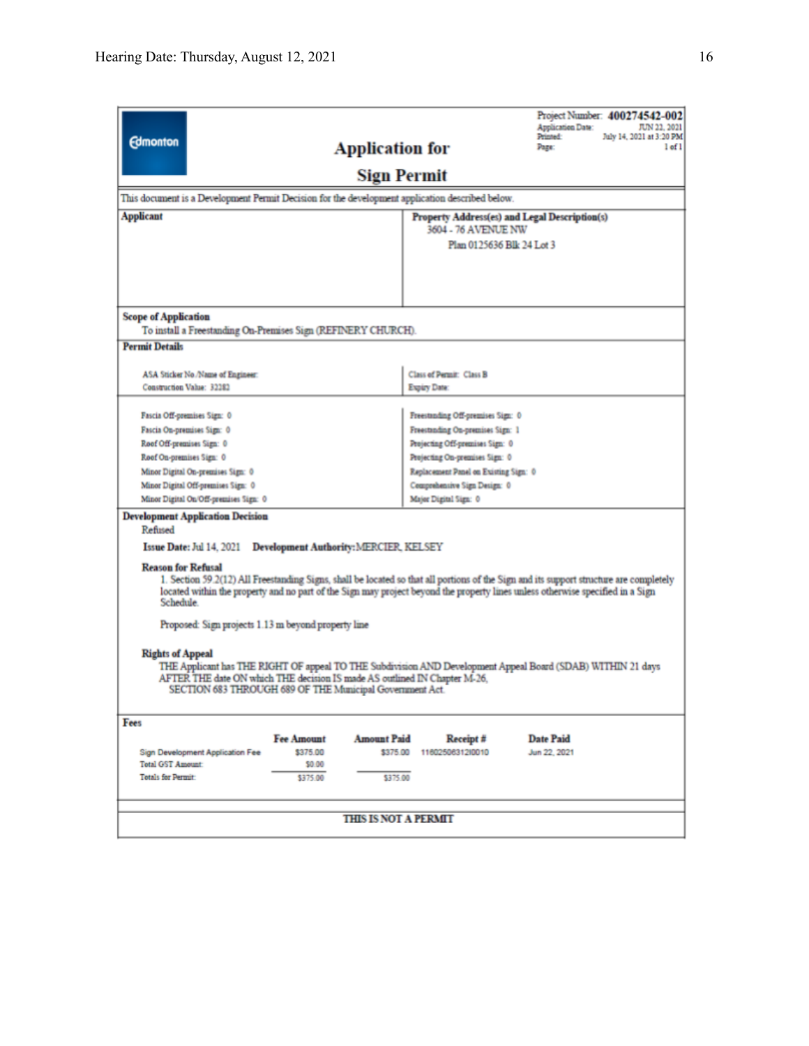Project Number: **400274542-002**
Application Date: JUN 22, 2021
Printed: July 14, 2021 at 3:20 PM
Page: 1 of 1

Edmonton

# Application for Sign Permit

This document is a Development Permit Decision for the development application described below.

| Applicant | Property Address(es) and Legal Description(s) |
|---|---|
| | 3604 - 76 AVENUE NW<br>Plan 0125636 Blk 24 Lot 3 |

**Scope of Application**

To install a Freestanding On-Premises Sign (REFINERY CHURCH).

**Permit Details**

| | |
|---|---|
| ASA Sticker No./Name of Engineer: | Class of Permit: Class B |
| Construction Value: 32282 | Expiry Date: |

| | |
|---|---|
| Fascia Off-premises Sign: 0 | Freestanding Off-premises Sign: 0 |
| Fascia On-premises Sign: 0 | Freestanding On-premises Sign: 1 |
| Roof Off-premises Sign: 0 | Projecting Off-premises Sign: 0 |
| Roof On-premises Sign: 0 | Projecting On-premises Sign: 0 |
| Minor Digital On-premises Sign: 0 | Replacement Panel on Existing Sign: 0 |
| Minor Digital Off-premises Sign: 0 | Comprehensive Sign Design: 0 |
| Minor Digital On/Off-premises Sign: 0 | Major Digital Sign: 0 |

**Development Application Decision**

Refused

**Issue Date:** Jul 14, 2021 **Development Authority:** MERCIER, KELSEY

**Reason for Refusal**

1. Section 59.2(12) All Freestanding Signs, shall be located so that all portions of the Sign and its support structure are completely located within the property and no part of the Sign may project beyond the property lines unless otherwise specified in a Sign Schedule.

Proposed: Sign projects 1.13 m beyond property line

**Rights of Appeal**

THE Applicant has THE RIGHT OF appeal TO THE Subdivision AND Development Appeal Board (SDAB) WITHIN 21 days AFTER THE date ON which THE decision IS made AS outlined IN Chapter M-26, SECTION 683 THROUGH 689 OF THE Municipal Government Act.

**Fees**

| | Fee Amount | Amount Paid | Receipt # | Date Paid |
|---|---|---|---|---|
| Sign Development Application Fee | $375.00 | $375.00 | 1160250631210010 | Jun 22, 2021 |
| Total GST Amount: | $0.00 | | | |
| Totals for Permit: | $375.00 | $375.00 | | |

**THIS IS NOT A PERMIT**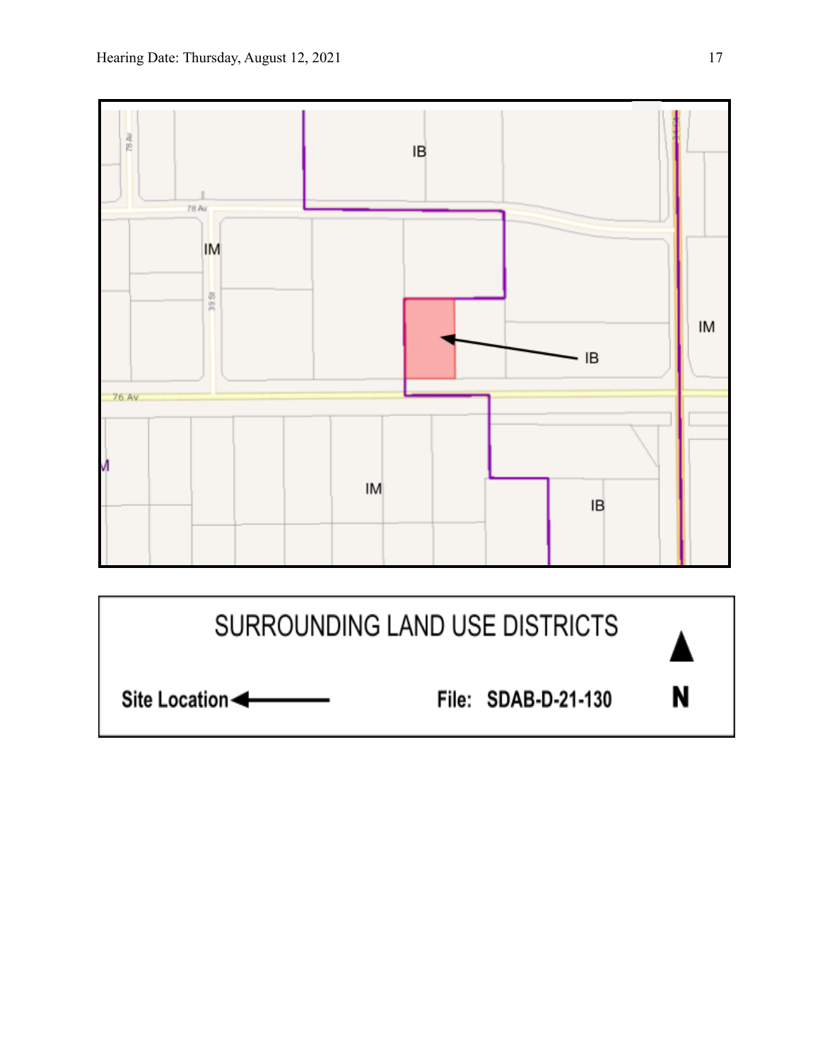IB

78 Av

IM

39 St

78 Av

IM

IB

76 Av

M

IM

IB

SURROUNDING LAND USE DISTRICTS

Site Location

File: SDAB-D-21-130

N